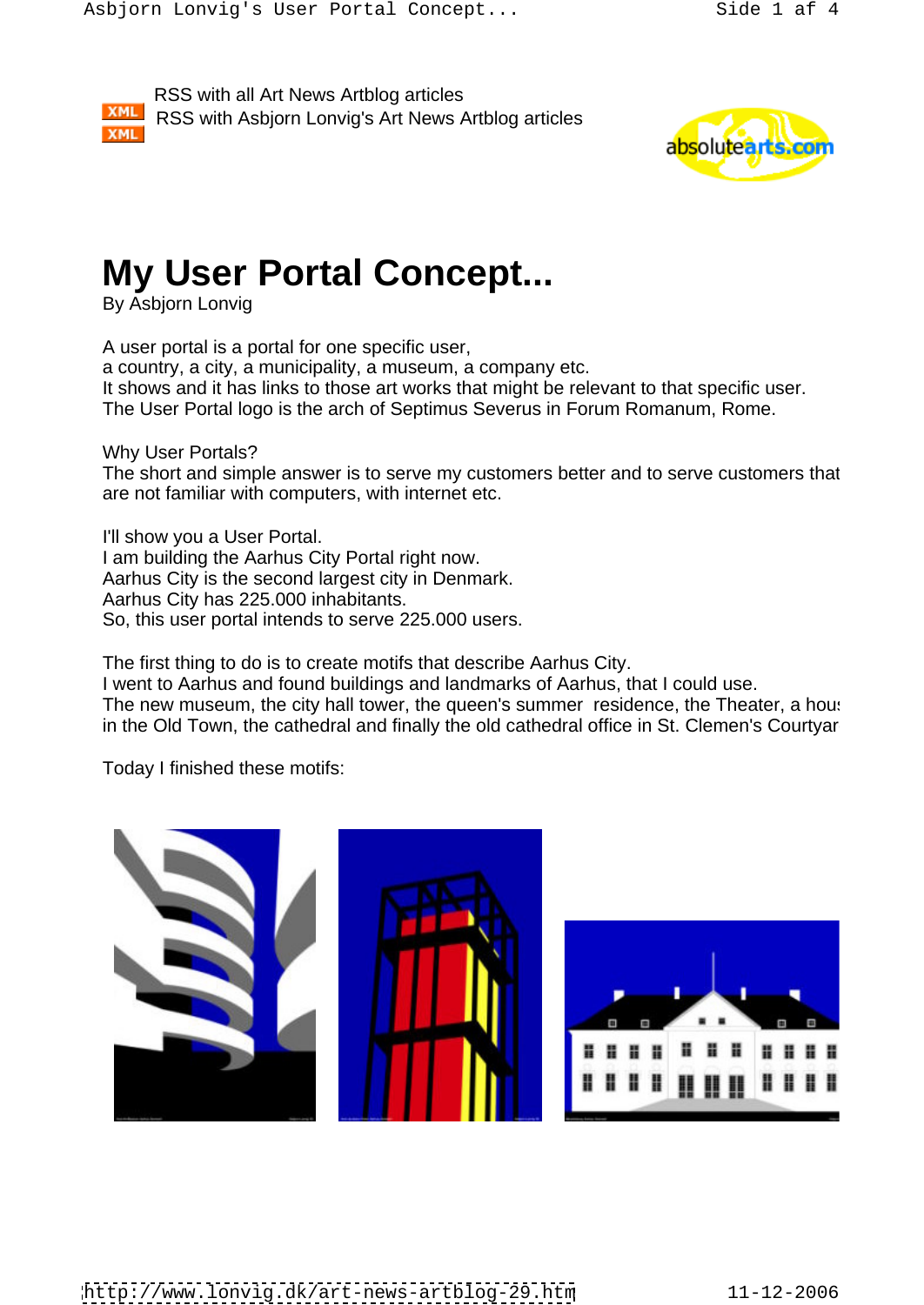XML RSS with all Art News Artblog articles

XML RSS with Asbjorn Lonvig's Art News Artblog articles

# My User Portal Concept...

By Asbjorn Lonvig

A user portal is a portal for one specific user,
a country, a city, a municipality, a museum, a company etc.
It shows and it has links to those art works that might be relevant to that specific user.
The User Portal logo is the arch of Septimus Severus in Forum Romanum, Rome.

Why User Portals?
The short and simple answer is to serve my customers better and to serve customers that are not familiar with computers, with internet etc.

I'll show you a User Portal.
I am building the Aarhus City Portal right now.
Aarhus City is the second largest city in Denmark.
Aarhus City has 225.000 inhabitants.
So, this user portal intends to serve 225.000 users.

The first thing to do is to create motifs that describe Aarhus City.
I went to Aarhus and found buildings and landmarks of Aarhus, that I could use.
The new museum, the city hall tower, the queen's summer residence, the Theater, a hous in the Old Town, the cathedral and finally the old cathedral office in St. Clemen's Courtyar

Today I finished these motifs: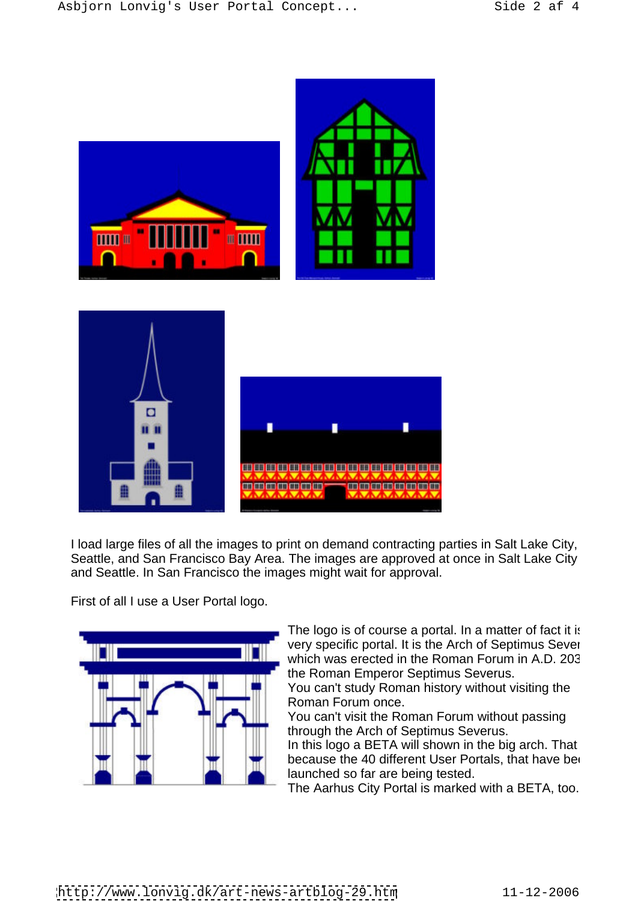I load large files of all the images to print on demand contracting parties in Salt Lake City, Seattle, and San Francisco Bay Area. The images are approved at once in Salt Lake City and Seattle. In San Francisco the images might wait for approval.

First of all I use a User Portal logo.

The logo is of course a portal. In a matter of fact it is very specific portal. It is the Arch of Septimus Sever which was erected in the Roman Forum in A.D. 203 the Roman Emperor Septimus Severus.
You can't study Roman history without visiting the Roman Forum once.
You can't visit the Roman Forum without passing through the Arch of Septimus Severus.
In this logo a BETA will shown in the big arch. That because the 40 different User Portals, that have bee launched so far are being tested.
The Aarhus City Portal is marked with a BETA, too.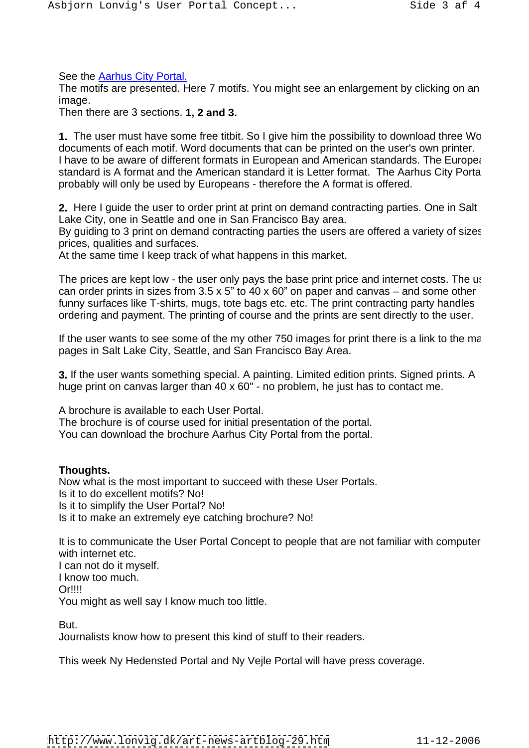See the Aarhus City Portal.
The motifs are presented. Here 7 motifs. You might see an enlargement by clicking on an image.
Then there are 3 sections. **1, 2 and 3.**

**1.** The user must have some free titbit. So I give him the possibility to download three Wo documents of each motif. Word documents that can be printed on the user's own printer.
I have to be aware of different formats in European and American standards. The Europea standard is A format and the American standard it is Letter format. The Aarhus City Porta probably will only be used by Europeans - therefore the A format is offered.

**2.** Here I guide the user to order print at print on demand contracting parties. One in Salt Lake City, one in Seattle and one in San Francisco Bay area.
By guiding to 3 print on demand contracting parties the users are offered a variety of sizes prices, qualities and surfaces.
At the same time I keep track of what happens in this market.

The prices are kept low - the user only pays the base print price and internet costs. The us can order prints in sizes from 3.5 x 5” to 40 x 60” on paper and canvas – and some other funny surfaces like T-shirts, mugs, tote bags etc. etc. The print contracting party handles ordering and payment. The printing of course and the prints are sent directly to the user.

If the user wants to see some of the my other 750 images for print there is a link to the ma pages in Salt Lake City, Seattle, and San Francisco Bay Area.

**3.** If the user wants something special. A painting. Limited edition prints. Signed prints. A huge print on canvas larger than 40 x 60" - no problem, he just has to contact me.

A brochure is available to each User Portal.
The brochure is of course used for initial presentation of the portal.
You can download the brochure Aarhus City Portal from the portal.

**Thoughts.**
Now what is the most important to succeed with these User Portals.
Is it to do excellent motifs? No!
Is it to simplify the User Portal? No!
Is it to make an extremely eye catching brochure? No!

It is to communicate the User Portal Concept to people that are not familiar with computer with internet etc.
I can not do it myself.
I know too much.
Or!!!!
You might as well say I know much too little.

But.
Journalists know how to present this kind of stuff to their readers.

This week Ny Hedensted Portal and Ny Vejle Portal will have press coverage.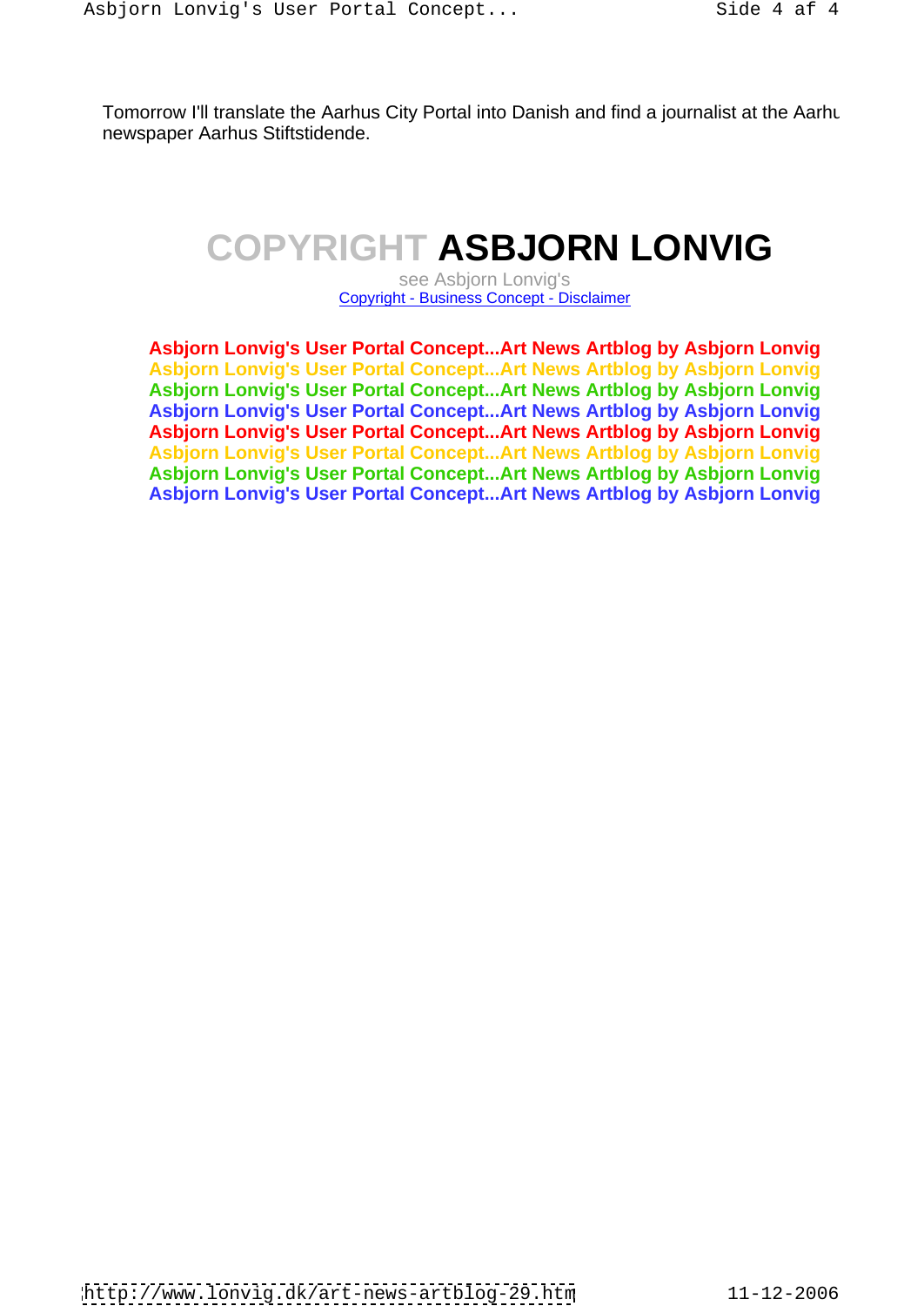Tomorrow I'll translate the Aarhus City Portal into Danish and find a journalist at the Aarhu newspaper Aarhus Stiftstidende.

# COPYRIGHT ASBJORN LONVIG

see Asbjorn Lonvig's
Copyright - Business Concept - Disclaimer

**Asbjorn Lonvig's User Portal Concept...Art News Artblog by Asbjorn Lonvig**
**Asbjorn Lonvig's User Portal Concept...Art News Artblog by Asbjorn Lonvig**
**Asbjorn Lonvig's User Portal Concept...Art News Artblog by Asbjorn Lonvig**
**Asbjorn Lonvig's User Portal Concept...Art News Artblog by Asbjorn Lonvig**
**Asbjorn Lonvig's User Portal Concept...Art News Artblog by Asbjorn Lonvig**
**Asbjorn Lonvig's User Portal Concept...Art News Artblog by Asbjorn Lonvig**
**Asbjorn Lonvig's User Portal Concept...Art News Artblog by Asbjorn Lonvig**
**Asbjorn Lonvig's User Portal Concept...Art News Artblog by Asbjorn Lonvig**